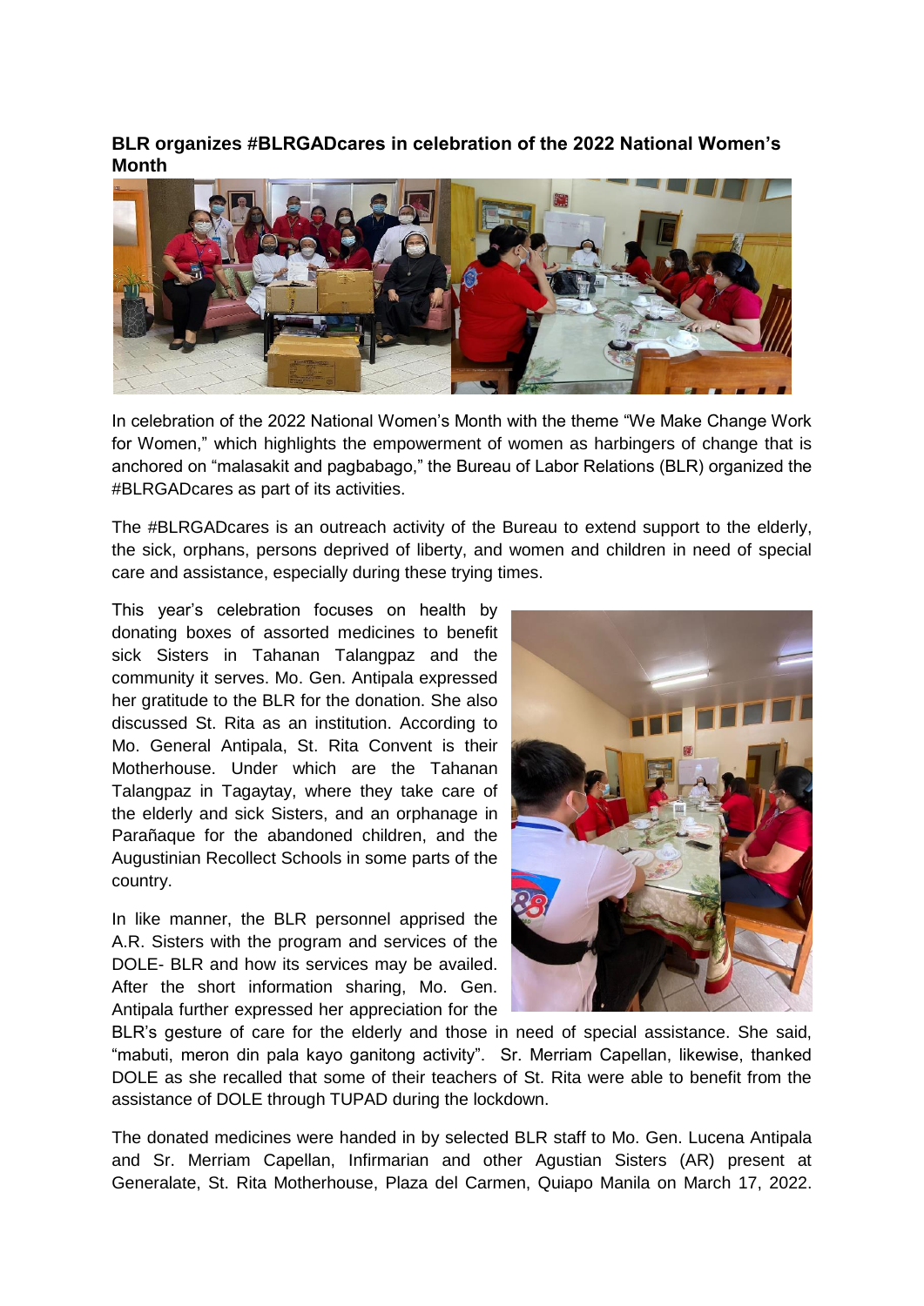**BLR organizes #BLRGADcares in celebration of the 2022 National Women's Month**

In celebration of the 2022 National Women's Month with the theme "We Make Change Work for Women," which highlights the empowerment of women as harbingers of change that is anchored on "malasakit and pagbabago," the Bureau of Labor Relations (BLR) organized the #BLRGADcares as part of its activities.

The #BLRGADcares is an outreach activity of the Bureau to extend support to the elderly, the sick, orphans, persons deprived of liberty, and women and children in need of special care and assistance, especially during these trying times.

This year's celebration focuses on health by donating boxes of assorted medicines to benefit sick Sisters in Tahanan Talangpaz and the community it serves. Mo. Gen. Antipala expressed her gratitude to the BLR for the donation. She also discussed St. Rita as an institution. According to Mo. General Antipala, St. Rita Convent is their Motherhouse. Under which are the Tahanan Talangpaz in Tagaytay, where they take care of the elderly and sick Sisters, and an orphanage in Parañaque for the abandoned children, and the Augustinian Recollect Schools in some parts of the country.

In like manner, the BLR personnel apprised the A.R. Sisters with the program and services of the DOLE- BLR and how its services may be availed. After the short information sharing, Mo. Gen. Antipala further expressed her appreciation for the BLR's gesture of care for the elderly and those in need of special assistance. She said, "mabuti, meron din pala kayo ganitong activity". Sr. Merriam Capellan, likewise, thanked DOLE as she recalled that some of their teachers of St. Rita were able to benefit from the assistance of DOLE through TUPAD during the lockdown.

The donated medicines were handed in by selected BLR staff to Mo. Gen. Lucena Antipala and Sr. Merriam Capellan, Infirmarian and other Agustian Sisters (AR) present at Generalate, St. Rita Motherhouse, Plaza del Carmen, Quiapo Manila on March 17, 2022.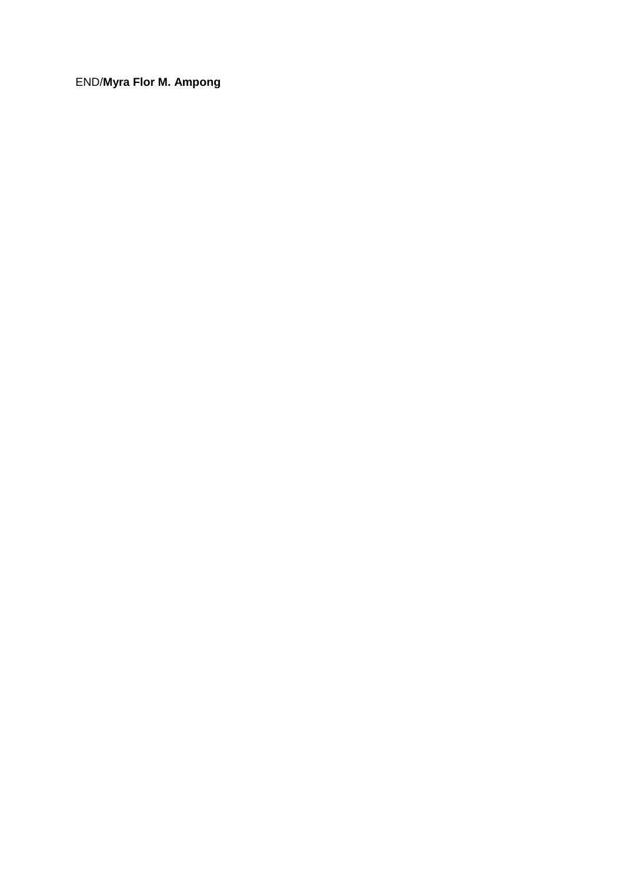END/**Myra Flor M. Ampong**